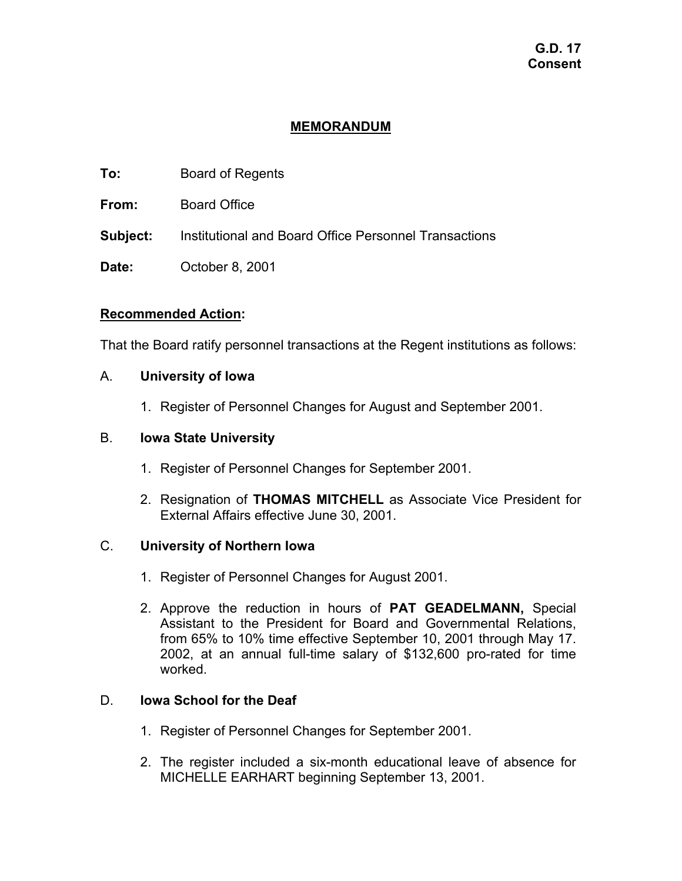**G.D. 17**
**Consent**

# MEMORANDUM

**To:** Board of Regents

**From:** Board Office

**Subject:** Institutional and Board Office Personnel Transactions

**Date:** October 8, 2001

## Recommended Action:

That the Board ratify personnel transactions at the Regent institutions as follows:

A. **University of Iowa**

1. Register of Personnel Changes for August and September 2001.

B. **Iowa State University**

1. Register of Personnel Changes for September 2001.
2. Resignation of **THOMAS MITCHELL** as Associate Vice President for External Affairs effective June 30, 2001.

C. **University of Northern Iowa**

1. Register of Personnel Changes for August 2001.
2. Approve the reduction in hours of **PAT GEADELMANN,** Special Assistant to the President for Board and Governmental Relations, from 65% to 10% time effective September 10, 2001 through May 17. 2002, at an annual full-time salary of $132,600 pro-rated for time worked.

D. **Iowa School for the Deaf**

1. Register of Personnel Changes for September 2001.
2. The register included a six-month educational leave of absence for MICHELLE EARHART beginning September 13, 2001.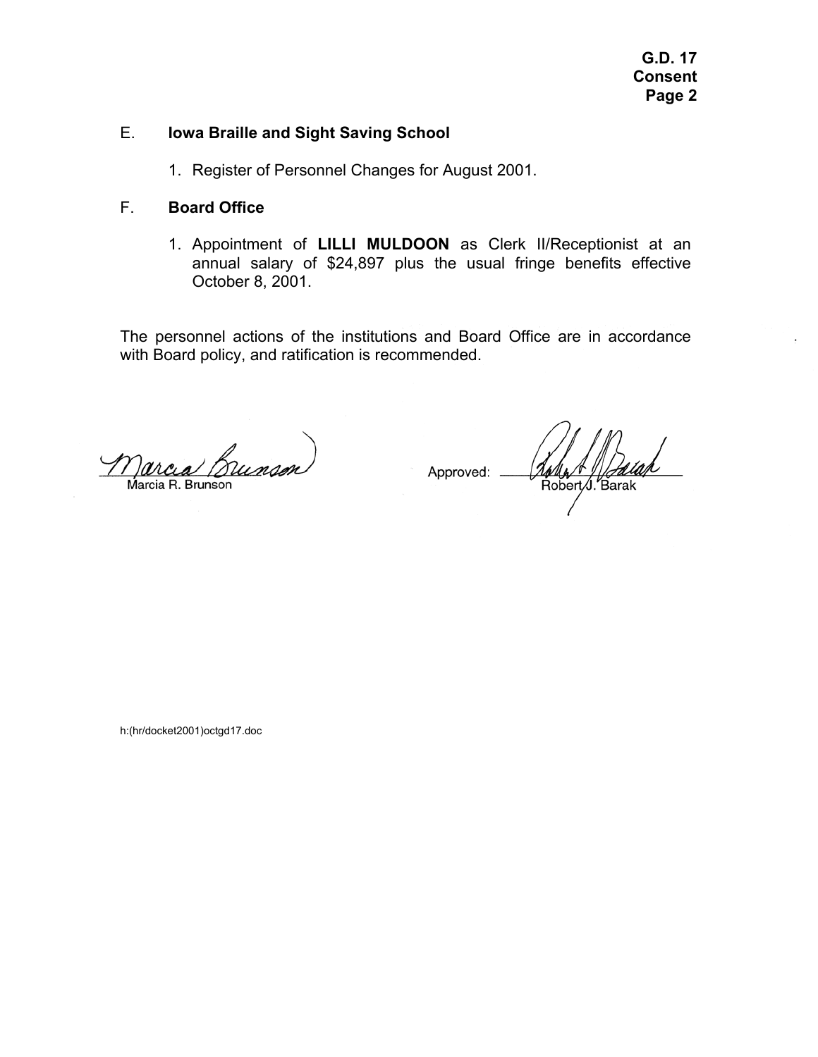E. **Iowa Braille and Sight Saving School**

1. Register of Personnel Changes for August 2001.

F. **Board Office**

1. Appointment of **LILLI MULDOON** as Clerk II/Receptionist at an annual salary of $24,897 plus the usual fringe benefits effective October 8, 2001.

The personnel actions of the institutions and Board Office are in accordance with Board policy, and ratification is recommended.

Marcia R. Brunson

Approved: Robert J. Barak

h:(hr/docket2001)octgd17.doc